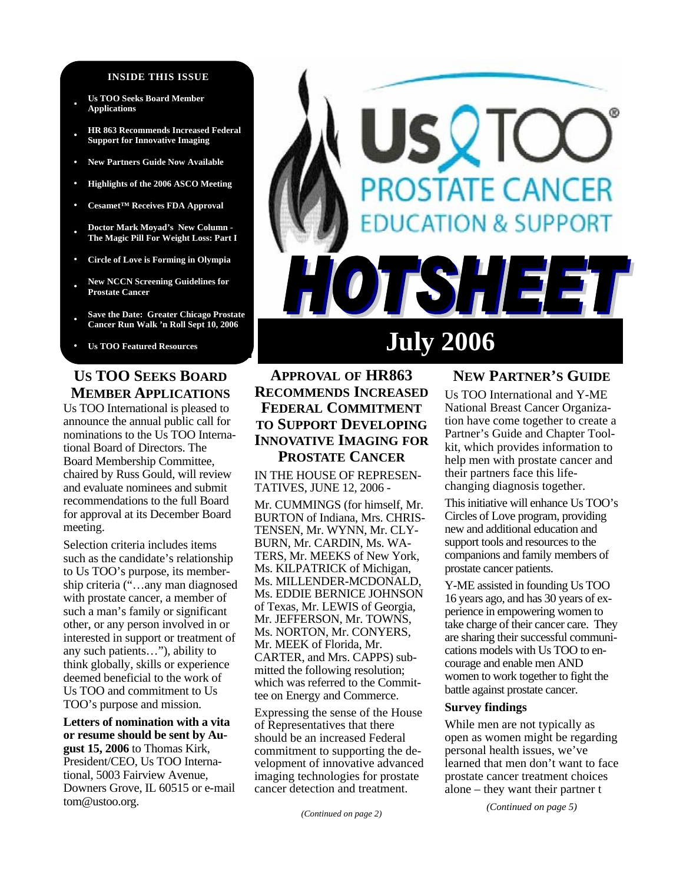**INSIDE THIS ISSUE**

- Us TOO Seeks Board Member Applications
- HR 863 Recommends Increased Federal Support for Innovative Imaging
- New Partners Guide Now Available
- Highlights of the 2006 ASCO Meeting
- Cesamet™ Receives FDA Approval
- Doctor Mark Moyad's New Column - The Magic Pill For Weight Loss: Part I
- Circle of Love is Forming in Olympia
- New NCCN Screening Guidelines for Prostate Cancer
- Save the Date: Greater Chicago Prostate Cancer Run Walk 'n Roll Sept 10, 2006
- Us TOO Featured Resources

# Us TOO® Prostate Cancer Education & Support HOTSHEET

**July 2006**

## Us TOO Seeks Board Member Applications

Us TOO International is pleased to announce the annual public call for nominations to the Us TOO International Board of Directors. The Board Membership Committee, chaired by Russ Gould, will review and evaluate nominees and submit recommendations to the full Board for approval at its December Board meeting.

Selection criteria includes items such as the candidate's relationship to Us TOO's purpose, its membership criteria ("…any man diagnosed with prostate cancer, a member of such a man's family or significant other, or any person involved in or interested in support or treatment of any such patients…"), ability to think globally, skills or experience deemed beneficial to the work of Us TOO and commitment to Us TOO's purpose and mission.

**Letters of nomination with a vita or resume should be sent by August 15, 2006** to Thomas Kirk, President/CEO, Us TOO International, 5003 Fairview Avenue, Downers Grove, IL 60515 or e-mail tom@ustoo.org.

## Approval of HR863 Recommends Increased Federal Commitment to Support Developing Innovative Imaging for Prostate Cancer

IN THE HOUSE OF REPRESENTATIVES, JUNE 12, 2006 -

Mr. CUMMINGS (for himself, Mr. BURTON of Indiana, Mrs. CHRISTENSEN, Mr. WYNN, Mr. CLYBURN, Mr. CARDIN, Ms. WATERS, Mr. MEEKS of New York, Ms. KILPATRICK of Michigan, Ms. MILLENDER-MCDONALD, Ms. EDDIE BERNICE JOHNSON of Texas, Mr. LEWIS of Georgia, Mr. JEFFERSON, Mr. TOWNS, Ms. NORTON, Mr. CONYERS, Mr. MEEK of Florida, Mr. CARTER, and Mrs. CAPPS) submitted the following resolution; which was referred to the Committee on Energy and Commerce.

Expressing the sense of the House of Representatives that there should be an increased Federal commitment to supporting the development of innovative advanced imaging technologies for prostate cancer detection and treatment.

*(Continued on page 2)*

## New Partner's Guide

Us TOO International and Y-ME National Breast Cancer Organization have come together to create a Partner's Guide and Chapter Toolkit, which provides information to help men with prostate cancer and their partners face this life-changing diagnosis together.

This initiative will enhance Us TOO's Circles of Love program, providing new and additional education and support tools and resources to the companions and family members of prostate cancer patients.

Y-ME assisted in founding Us TOO 16 years ago, and has 30 years of experience in empowering women to take charge of their cancer care. They are sharing their successful communications models with Us TOO to encourage and enable men AND women to work together to fight the battle against prostate cancer.

**Survey findings**

While men are not typically as open as women might be regarding personal health issues, we've learned that men don't want to face prostate cancer treatment choices alone – they want their partner t

*(Continued on page 5)*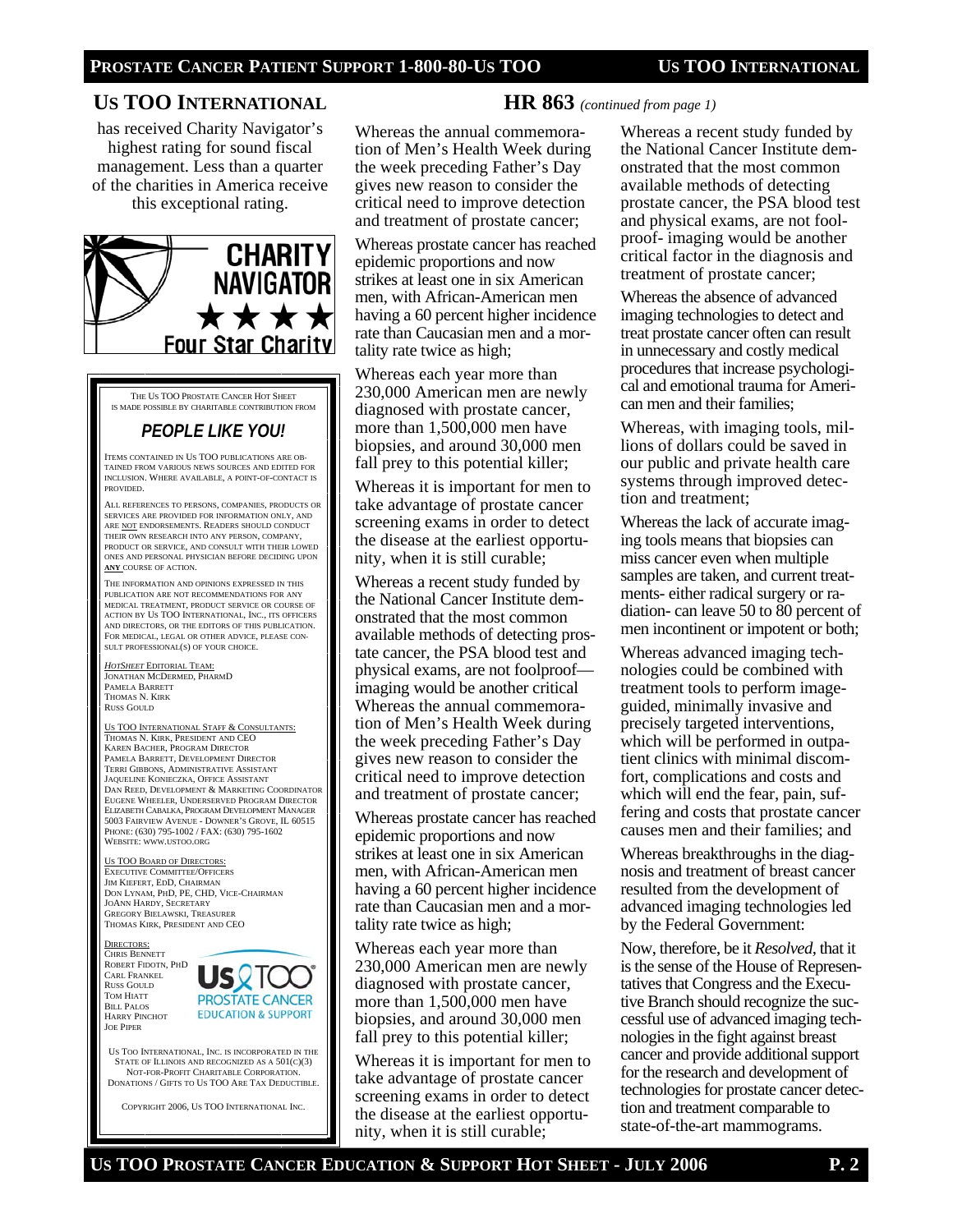## US TOO INTERNATIONAL

has received Charity Navigator's highest rating for sound fiscal management. Less than a quarter of the charities in America receive this exceptional rating.

CHARITY NAVIGATOR ★★★★ Four Star Charity

THE US TOO PROSTATE CANCER HOT SHEET IS MADE POSSIBLE BY CHARITABLE CONTRIBUTION FROM

### *PEOPLE LIKE YOU!*

ITEMS CONTAINED IN US TOO PUBLICATIONS ARE OBTAINED FROM VARIOUS NEWS SOURCES AND EDITED FOR INCLUSION. WHERE AVAILABLE, A POINT-OF-CONTACT IS PROVIDED.

ALL REFERENCES TO PERSONS, COMPANIES, PRODUCTS OR SERVICES ARE PROVIDED FOR INFORMATION ONLY, AND ARE NOT ENDORSEMENTS. READERS SHOULD CONDUCT THEIR OWN RESEARCH INTO ANY PERSON, COMPANY, PRODUCT OR SERVICE, AND CONSULT WITH THEIR LOWED ONES AND PERSONAL PHYSICIAN BEFORE DECIDING UPON **ANY** COURSE OF ACTION.

THE INFORMATION AND OPINIONS EXPRESSED IN THIS PUBLICATION ARE NOT RECOMMENDATIONS FOR ANY MEDICAL TREATMENT, PRODUCT SERVICE OR COURSE OF ACTION BY US TOO INTERNATIONAL, INC., ITS OFFICERS AND DIRECTORS, OR THE EDITORS OF THIS PUBLICATION. FOR MEDICAL, LEGAL OR OTHER ADVICE, PLEASE CONSULT PROFESSIONAL(S) OF YOUR CHOICE.

*HOTSHEET* EDITORIAL TEAM:
JONATHAN MCDERMED, PHARMD
PAMELA BARRETT
THOMAS N. KIRK
RUSS GOULD

US TOO INTERNATIONAL STAFF & CONSULTANTS:
THOMAS N. KIRK, PRESIDENT AND CEO
KAREN BACHER, PROGRAM DIRECTOR
PAMELA BARRETT, DEVELOPMENT DIRECTOR
TERRI GIBBONS, ADMINISTRATIVE ASSISTANT
JAQUELINE KONIECZKA, OFFICE ASSISTANT
DAN REED, DEVELOPMENT & MARKETING COORDINATOR
EUGENE WHEELER, UNDERSERVED PROGRAM DIRECTOR
ELIZABETH CABALKA, PROGRAM DEVELOPMENT MANAGER
5003 FAIRVIEW AVENUE - DOWNER'S GROVE, IL 60515
PHONE: (630) 795-1002 / FAX: (630) 795-1602
WEBSITE: WWW.USTOO.ORG

US TOO BOARD OF DIRECTORS:
EXECUTIVE COMMITTEE/OFFICERS
JIM KIEFERT, EDD, CHAIRMAN
DON LYNAM, PHD, PE, CHD, VICE-CHAIRMAN
JOANN HARDY, SECRETARY
GREGORY BIELAWSKI, TREASURER
THOMAS KIRK, PRESIDENT AND CEO

DIRECTORS:
CHRIS BENNETT
ROBERT FIDOTN, PHD
CARL FRANKEL
RUSS GOULD
TOM HIATT
BILL PALOS
HARRY PINCHOT
JOE PIPER

Us TOO PROSTATE CANCER EDUCATION & SUPPORT

US TOO INTERNATIONAL, INC. IS INCORPORATED IN THE STATE OF ILLINOIS AND RECOGNIZED AS A 501(C)(3) NOT-FOR-PROFIT CHARITABLE CORPORATION. DONATIONS / GIFTS TO US TOO ARE TAX DEDUCTIBLE.

COPYRIGHT 2006, US TOO INTERNATIONAL INC.

## HR 863 *(continued from page 1)*

Whereas the annual commemoration of Men's Health Week during the week preceding Father's Day gives new reason to consider the critical need to improve detection and treatment of prostate cancer;

Whereas prostate cancer has reached epidemic proportions and now strikes at least one in six American men, with African-American men having a 60 percent higher incidence rate than Caucasian men and a mortality rate twice as high;

Whereas each year more than 230,000 American men are newly diagnosed with prostate cancer, more than 1,500,000 men have biopsies, and around 30,000 men fall prey to this potential killer;

Whereas it is important for men to take advantage of prostate cancer screening exams in order to detect the disease at the earliest opportunity, when it is still curable;

Whereas a recent study funded by the National Cancer Institute demonstrated that the most common available methods of detecting prostate cancer, the PSA blood test and physical exams, are not foolproof—imaging would be another critical Whereas the annual commemoration of Men's Health Week during the week preceding Father's Day gives new reason to consider the critical need to improve detection and treatment of prostate cancer;

Whereas prostate cancer has reached epidemic proportions and now strikes at least one in six American men, with African-American men having a 60 percent higher incidence rate than Caucasian men and a mortality rate twice as high;

Whereas each year more than 230,000 American men are newly diagnosed with prostate cancer, more than 1,500,000 men have biopsies, and around 30,000 men fall prey to this potential killer;

Whereas it is important for men to take advantage of prostate cancer screening exams in order to detect the disease at the earliest opportunity, when it is still curable;

Whereas a recent study funded by the National Cancer Institute demonstrated that the most common available methods of detecting prostate cancer, the PSA blood test and physical exams, are not foolproof- imaging would be another critical factor in the diagnosis and treatment of prostate cancer;

Whereas the absence of advanced imaging technologies to detect and treat prostate cancer often can result in unnecessary and costly medical procedures that increase psychological and emotional trauma for American men and their families;

Whereas, with imaging tools, millions of dollars could be saved in our public and private health care systems through improved detection and treatment;

Whereas the lack of accurate imaging tools means that biopsies can miss cancer even when multiple samples are taken, and current treatments- either radical surgery or radiation- can leave 50 to 80 percent of men incontinent or impotent or both;

Whereas advanced imaging technologies could be combined with treatment tools to perform image-guided, minimally invasive and precisely targeted interventions, which will be performed in outpatient clinics with minimal discomfort, complications and costs and which will end the fear, pain, suffering and costs that prostate cancer causes men and their families; and

Whereas breakthroughs in the diagnosis and treatment of breast cancer resulted from the development of advanced imaging technologies led by the Federal Government:

Now, therefore, be it *Resolved*, that it is the sense of the House of Representatives that Congress and the Executive Branch should recognize the successful use of advanced imaging technologies in the fight against breast cancer and provide additional support for the research and development of technologies for prostate cancer detection and treatment comparable to state-of-the-art mammograms.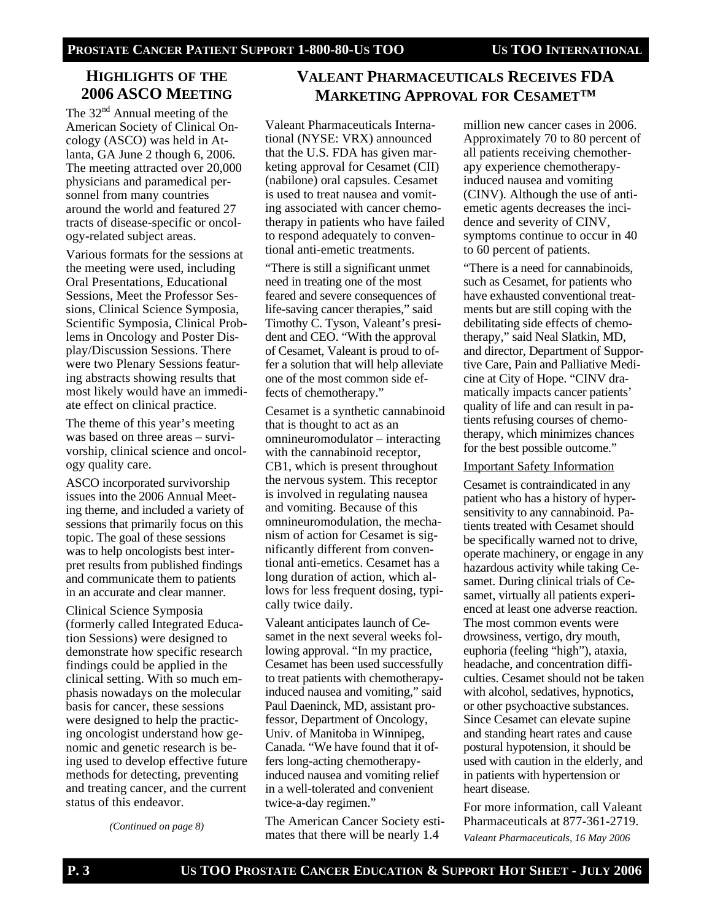## Highlights of the 2006 ASCO Meeting

The 32nd Annual meeting of the American Society of Clinical Oncology (ASCO) was held in Atlanta, GA June 2 though 6, 2006. The meeting attracted over 20,000 physicians and paramedical personnel from many countries around the world and featured 27 tracts of disease-specific or oncology-related subject areas.

Various formats for the sessions at the meeting were used, including Oral Presentations, Educational Sessions, Meet the Professor Sessions, Clinical Science Symposia, Scientific Symposia, Clinical Problems in Oncology and Poster Display/Discussion Sessions. There were two Plenary Sessions featuring abstracts showing results that most likely would have an immediate effect on clinical practice.

The theme of this year's meeting was based on three areas – survivorship, clinical science and oncology quality care.

ASCO incorporated survivorship issues into the 2006 Annual Meeting theme, and included a variety of sessions that primarily focus on this topic. The goal of these sessions was to help oncologists best interpret results from published findings and communicate them to patients in an accurate and clear manner.

Clinical Science Symposia (formerly called Integrated Education Sessions) were designed to demonstrate how specific research findings could be applied in the clinical setting. With so much emphasis nowadays on the molecular basis for cancer, these sessions were designed to help the practicing oncologist understand how genomic and genetic research is being used to develop effective future methods for detecting, preventing and treating cancer, and the current status of this endeavor.

*(Continued on page 8)*

## Valeant Pharmaceuticals Receives FDA Marketing Approval for Cesamet™

Valeant Pharmaceuticals International (NYSE: VRX) announced that the U.S. FDA has given marketing approval for Cesamet (CII) (nabilone) oral capsules. Cesamet is used to treat nausea and vomiting associated with cancer chemotherapy in patients who have failed to respond adequately to conventional anti-emetic treatments.

"There is still a significant unmet need in treating one of the most feared and severe consequences of life-saving cancer therapies," said Timothy C. Tyson, Valeant's president and CEO. "With the approval of Cesamet, Valeant is proud to offer a solution that will help alleviate one of the most common side effects of chemotherapy."

Cesamet is a synthetic cannabinoid that is thought to act as an omnineuromodulator – interacting with the cannabinoid receptor, CB1, which is present throughout the nervous system. This receptor is involved in regulating nausea and vomiting. Because of this omnineuromodulation, the mechanism of action for Cesamet is significantly different from conventional anti-emetics. Cesamet has a long duration of action, which allows for less frequent dosing, typically twice daily.

Valeant anticipates launch of Cesamet in the next several weeks following approval. "In my practice, Cesamet has been used successfully to treat patients with chemotherapy-induced nausea and vomiting," said Paul Daeninck, MD, assistant professor, Department of Oncology, Univ. of Manitoba in Winnipeg, Canada. "We have found that it offers long-acting chemotherapy-induced nausea and vomiting relief in a well-tolerated and convenient twice-a-day regimen."

The American Cancer Society estimates that there will be nearly 1.4 million new cancer cases in 2006. Approximately 70 to 80 percent of all patients receiving chemotherapy experience chemotherapy-induced nausea and vomiting (CINV). Although the use of anti-emetic agents decreases the incidence and severity of CINV, symptoms continue to occur in 40 to 60 percent of patients.

"There is a need for cannabinoids, such as Cesamet, for patients who have exhausted conventional treatments but are still coping with the debilitating side effects of chemotherapy," said Neal Slatkin, MD, and director, Department of Supportive Care, Pain and Palliative Medicine at City of Hope. "CINV dramatically impacts cancer patients' quality of life and can result in patients refusing courses of chemotherapy, which minimizes chances for the best possible outcome."

Important Safety Information

Cesamet is contraindicated in any patient who has a history of hypersensitivity to any cannabinoid. Patients treated with Cesamet should be specifically warned not to drive, operate machinery, or engage in any hazardous activity while taking Cesamet. During clinical trials of Cesamet, virtually all patients experienced at least one adverse reaction. The most common events were drowsiness, vertigo, dry mouth, euphoria (feeling "high"), ataxia, headache, and concentration difficulties. Cesamet should not be taken with alcohol, sedatives, hypnotics, or other psychoactive substances. Since Cesamet can elevate supine and standing heart rates and cause postural hypotension, it should be used with caution in the elderly, and in patients with hypertension or heart disease.

For more information, call Valeant Pharmaceuticals at 877-361-2719.

*Valeant Pharmaceuticals, 16 May 2006*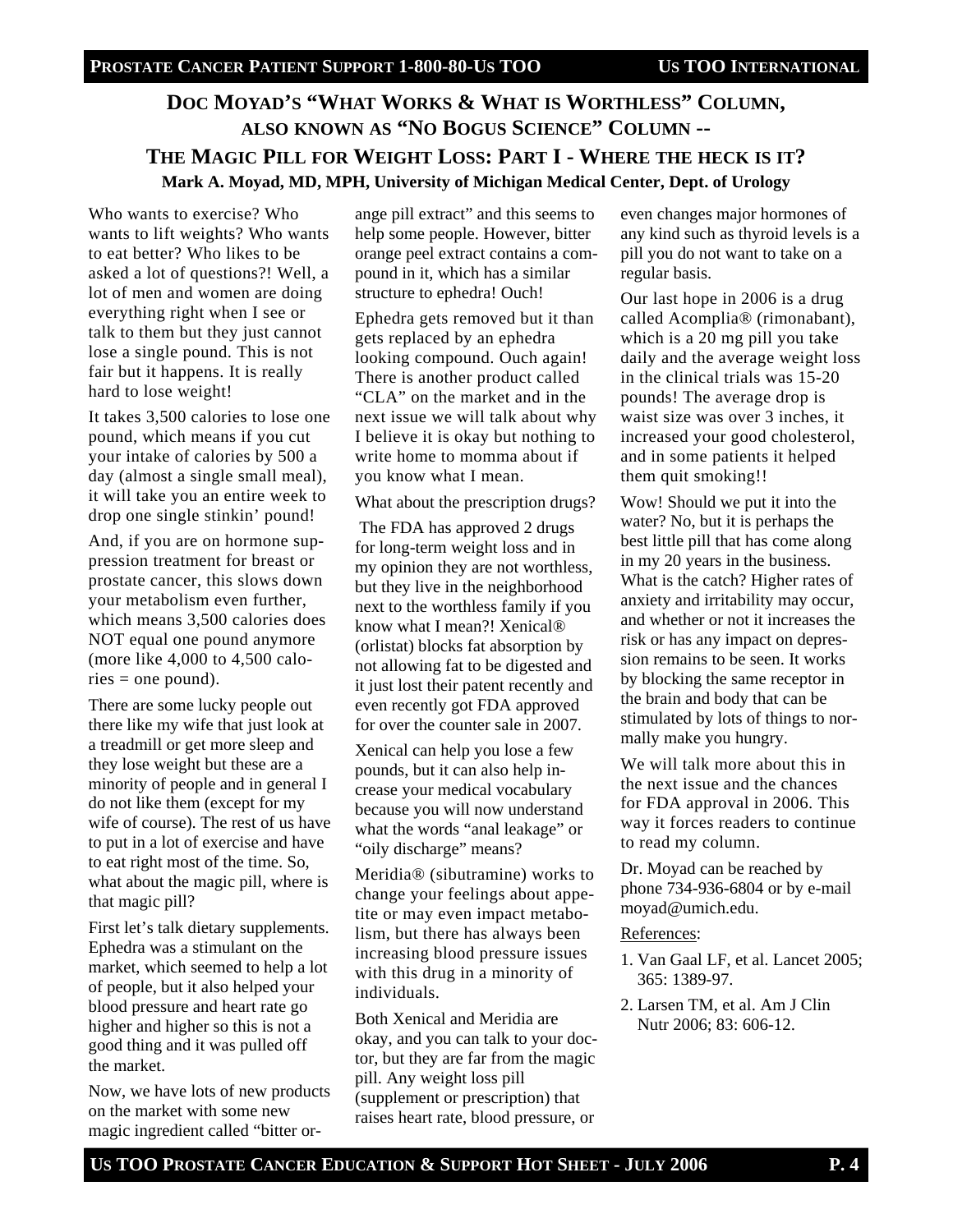# DOC MOYAD'S "WHAT WORKS & WHAT IS WORTHLESS" COLUMN, ALSO KNOWN AS "NO BOGUS SCIENCE" COLUMN -- THE MAGIC PILL FOR WEIGHT LOSS: PART I - WHERE THE HECK IS IT?

**Mark A. Moyad, MD, MPH, University of Michigan Medical Center, Dept. of Urology**

Who wants to exercise? Who wants to lift weights? Who wants to eat better? Who likes to be asked a lot of questions?! Well, a lot of men and women are doing everything right when I see or talk to them but they just cannot lose a single pound. This is not fair but it happens. It is really hard to lose weight!

It takes 3,500 calories to lose one pound, which means if you cut your intake of calories by 500 a day (almost a single small meal), it will take you an entire week to drop one single stinkin' pound!

And, if you are on hormone suppression treatment for breast or prostate cancer, this slows down your metabolism even further, which means 3,500 calories does NOT equal one pound anymore (more like 4,000 to 4,500 calories = one pound).

There are some lucky people out there like my wife that just look at a treadmill or get more sleep and they lose weight but these are a minority of people and in general I do not like them (except for my wife of course). The rest of us have to put in a lot of exercise and have to eat right most of the time. So, what about the magic pill, where is that magic pill?

First let's talk dietary supplements. Ephedra was a stimulant on the market, which seemed to help a lot of people, but it also helped your blood pressure and heart rate go higher and higher so this is not a good thing and it was pulled off the market.

Now, we have lots of new products on the market with some new magic ingredient called "bitter orange pill extract" and this seems to help some people. However, bitter orange peel extract contains a compound in it, which has a similar structure to ephedra! Ouch!

Ephedra gets removed but it than gets replaced by an ephedra looking compound. Ouch again! There is another product called "CLA" on the market and in the next issue we will talk about why I believe it is okay but nothing to write home to momma about if you know what I mean.

What about the prescription drugs?

The FDA has approved 2 drugs for long-term weight loss and in my opinion they are not worthless, but they live in the neighborhood next to the worthless family if you know what I mean?! Xenical® (orlistat) blocks fat absorption by not allowing fat to be digested and it just lost their patent recently and even recently got FDA approved for over the counter sale in 2007.

Xenical can help you lose a few pounds, but it can also help increase your medical vocabulary because you will now understand what the words "anal leakage" or "oily discharge" means?

Meridia® (sibutramine) works to change your feelings about appetite or may even impact metabolism, but there has always been increasing blood pressure issues with this drug in a minority of individuals.

Both Xenical and Meridia are okay, and you can talk to your doctor, but they are far from the magic pill. Any weight loss pill (supplement or prescription) that raises heart rate, blood pressure, or even changes major hormones of any kind such as thyroid levels is a pill you do not want to take on a regular basis.

Our last hope in 2006 is a drug called Acomplia® (rimonabant), which is a 20 mg pill you take daily and the average weight loss in the clinical trials was 15-20 pounds! The average drop is waist size was over 3 inches, it increased your good cholesterol, and in some patients it helped them quit smoking!!

Wow! Should we put it into the water? No, but it is perhaps the best little pill that has come along in my 20 years in the business. What is the catch? Higher rates of anxiety and irritability may occur, and whether or not it increases the risk or has any impact on depression remains to be seen. It works by blocking the same receptor in the brain and body that can be stimulated by lots of things to normally make you hungry.

We will talk more about this in the next issue and the chances for FDA approval in 2006. This way it forces readers to continue to read my column.

Dr. Moyad can be reached by phone 734-936-6804 or by e-mail moyad@umich.edu.

References:

1. Van Gaal LF, et al. Lancet 2005; 365: 1389-97.
2. Larsen TM, et al. Am J Clin Nutr 2006; 83: 606-12.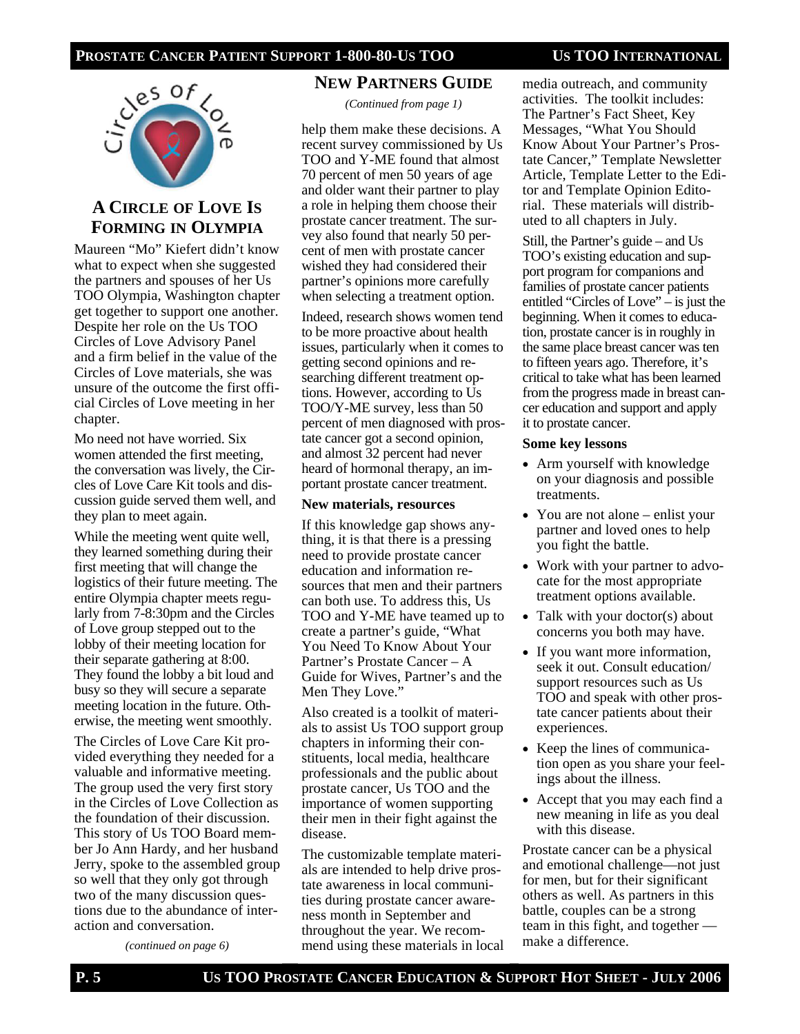## A Circle of Love Is Forming in Olympia

Maureen "Mo" Kiefert didn't know what to expect when she suggested the partners and spouses of her Us TOO Olympia, Washington chapter get together to support one another. Despite her role on the Us TOO Circles of Love Advisory Panel and a firm belief in the value of the Circles of Love materials, she was unsure of the outcome the first official Circles of Love meeting in her chapter.

Mo need not have worried. Six women attended the first meeting, the conversation was lively, the Circles of Love Care Kit tools and discussion guide served them well, and they plan to meet again.

While the meeting went quite well, they learned something during their first meeting that will change the logistics of their future meeting. The entire Olympia chapter meets regularly from 7-8:30pm and the Circles of Love group stepped out to the lobby of their meeting location for their separate gathering at 8:00. They found the lobby a bit loud and busy so they will secure a separate meeting location in the future. Otherwise, the meeting went smoothly.

The Circles of Love Care Kit provided everything they needed for a valuable and informative meeting. The group used the very first story in the Circles of Love Collection as the foundation of their discussion. This story of Us TOO Board member Jo Ann Hardy, and her husband Jerry, spoke to the assembled group so well that they only got through two of the many discussion questions due to the abundance of interaction and conversation.

*(continued on page 6)*

## New Partners Guide

*(Continued from page 1)*

help them make these decisions. A recent survey commissioned by Us TOO and Y-ME found that almost 70 percent of men 50 years of age and older want their partner to play a role in helping them choose their prostate cancer treatment. The survey also found that nearly 50 percent of men with prostate cancer wished they had considered their partner's opinions more carefully when selecting a treatment option.

Indeed, research shows women tend to be more proactive about health issues, particularly when it comes to getting second opinions and researching different treatment options. However, according to Us TOO/Y-ME survey, less than 50 percent of men diagnosed with prostate cancer got a second opinion, and almost 32 percent had never heard of hormonal therapy, an important prostate cancer treatment.

**New materials, resources**

If this knowledge gap shows anything, it is that there is a pressing need to provide prostate cancer education and information resources that men and their partners can both use. To address this, Us TOO and Y-ME have teamed up to create a partner's guide, "What You Need To Know About Your Partner's Prostate Cancer – A Guide for Wives, Partner's and the Men They Love."

Also created is a toolkit of materials to assist Us TOO support group chapters in informing their constituents, local media, healthcare professionals and the public about prostate cancer, Us TOO and the importance of women supporting their men in their fight against the disease.

The customizable template materials are intended to help drive prostate awareness in local communities during prostate cancer awareness month in September and throughout the year. We recommend using these materials in local media outreach, and community activities. The toolkit includes: The Partner's Fact Sheet, Key Messages, "What You Should Know About Your Partner's Prostate Cancer," Template Newsletter Article, Template Letter to the Editor and Template Opinion Editorial. These materials will distributed to all chapters in July.

Still, the Partner's guide – and Us TOO's existing education and support program for companions and families of prostate cancer patients entitled "Circles of Love" – is just the beginning. When it comes to education, prostate cancer is in roughly in the same place breast cancer was ten to fifteen years ago. Therefore, it's critical to take what has been learned from the progress made in breast cancer education and support and apply it to prostate cancer.

**Some key lessons**

- Arm yourself with knowledge on your diagnosis and possible treatments.
- You are not alone – enlist your partner and loved ones to help you fight the battle.
- Work with your partner to advocate for the most appropriate treatment options available.
- Talk with your doctor(s) about concerns you both may have.
- If you want more information, seek it out. Consult education/ support resources such as Us TOO and speak with other prostate cancer patients about their experiences.
- Keep the lines of communication open as you share your feelings about the illness.
- Accept that you may each find a new meaning in life as you deal with this disease.

Prostate cancer can be a physical and emotional challenge—not just for men, but for their significant others as well. As partners in this battle, couples can be a strong team in this fight, and together — make a difference.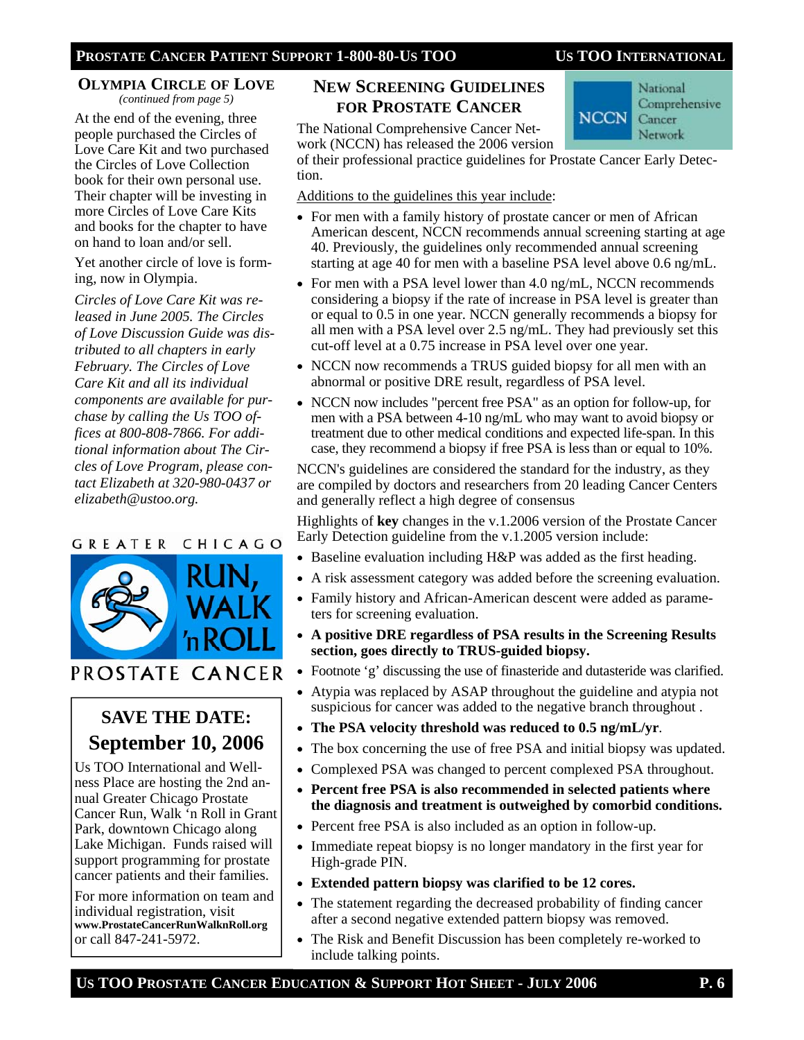## Olympia Circle of Love

*(continued from page 5)*

At the end of the evening, three people purchased the Circles of Love Care Kit and two purchased the Circles of Love Collection book for their own personal use. Their chapter will be investing in more Circles of Love Care Kits and books for the chapter to have on hand to loan and/or sell.

Yet another circle of love is forming, now in Olympia.

*Circles of Love Care Kit was released in June 2005. The Circles of Love Discussion Guide was distributed to all chapters in early February. The Circles of Love Care Kit and all its individual components are available for purchase by calling the Us TOO offices at 800-808-7866. For additional information about The Circles of Love Program, please contact Elizabeth at 320-980-0437 or elizabeth@ustoo.org.*

GREATER CHICAGO RUN, WALK 'n ROLL PROSTATE CANCER

## SAVE THE DATE: September 10, 2006

Us TOO International and Wellness Place are hosting the 2nd annual Greater Chicago Prostate Cancer Run, Walk 'n Roll in Grant Park, downtown Chicago along Lake Michigan. Funds raised will support programming for prostate cancer patients and their families.

For more information on team and individual registration, visit **www.ProstateCancerRunWalknRoll.org** or call 847-241-5972.

## New Screening Guidelines for Prostate Cancer

National Comprehensive Cancer Network (NCCN)

The National Comprehensive Cancer Network (NCCN) has released the 2006 version of their professional practice guidelines for Prostate Cancer Early Detection.

Additions to the guidelines this year include:

- For men with a family history of prostate cancer or men of African American descent, NCCN recommends annual screening starting at age 40. Previously, the guidelines only recommended annual screening starting at age 40 for men with a baseline PSA level above 0.6 ng/mL.
- For men with a PSA level lower than 4.0 ng/mL, NCCN recommends considering a biopsy if the rate of increase in PSA level is greater than or equal to 0.5 in one year. NCCN generally recommends a biopsy for all men with a PSA level over 2.5 ng/mL. They had previously set this cut-off level at a 0.75 increase in PSA level over one year.
- NCCN now recommends a TRUS guided biopsy for all men with an abnormal or positive DRE result, regardless of PSA level.
- NCCN now includes "percent free PSA" as an option for follow-up, for men with a PSA between 4-10 ng/mL who may want to avoid biopsy or treatment due to other medical conditions and expected life-span. In this case, they recommend a biopsy if free PSA is less than or equal to 10%.

NCCN's guidelines are considered the standard for the industry, as they are compiled by doctors and researchers from 20 leading Cancer Centers and generally reflect a high degree of consensus

Highlights of **key** changes in the v.1.2006 version of the Prostate Cancer Early Detection guideline from the v.1.2005 version include:

- Baseline evaluation including H&P was added as the first heading.
- A risk assessment category was added before the screening evaluation.
- Family history and African-American descent were added as parameters for screening evaluation.
- **A positive DRE regardless of PSA results in the Screening Results section, goes directly to TRUS-guided biopsy.**
- Footnote 'g' discussing the use of finasteride and dutasteride was clarified.
- Atypia was replaced by ASAP throughout the guideline and atypia not suspicious for cancer was added to the negative branch throughout .
- **The PSA velocity threshold was reduced to 0.5 ng/mL/yr**.
- The box concerning the use of free PSA and initial biopsy was updated.
- Complexed PSA was changed to percent complexed PSA throughout.
- **Percent free PSA is also recommended in selected patients where the diagnosis and treatment is outweighed by comorbid conditions.**
- Percent free PSA is also included as an option in follow-up.
- Immediate repeat biopsy is no longer mandatory in the first year for High-grade PIN.
- **Extended pattern biopsy was clarified to be 12 cores.**
- The statement regarding the decreased probability of finding cancer after a second negative extended pattern biopsy was removed.
- The Risk and Benefit Discussion has been completely re-worked to include talking points.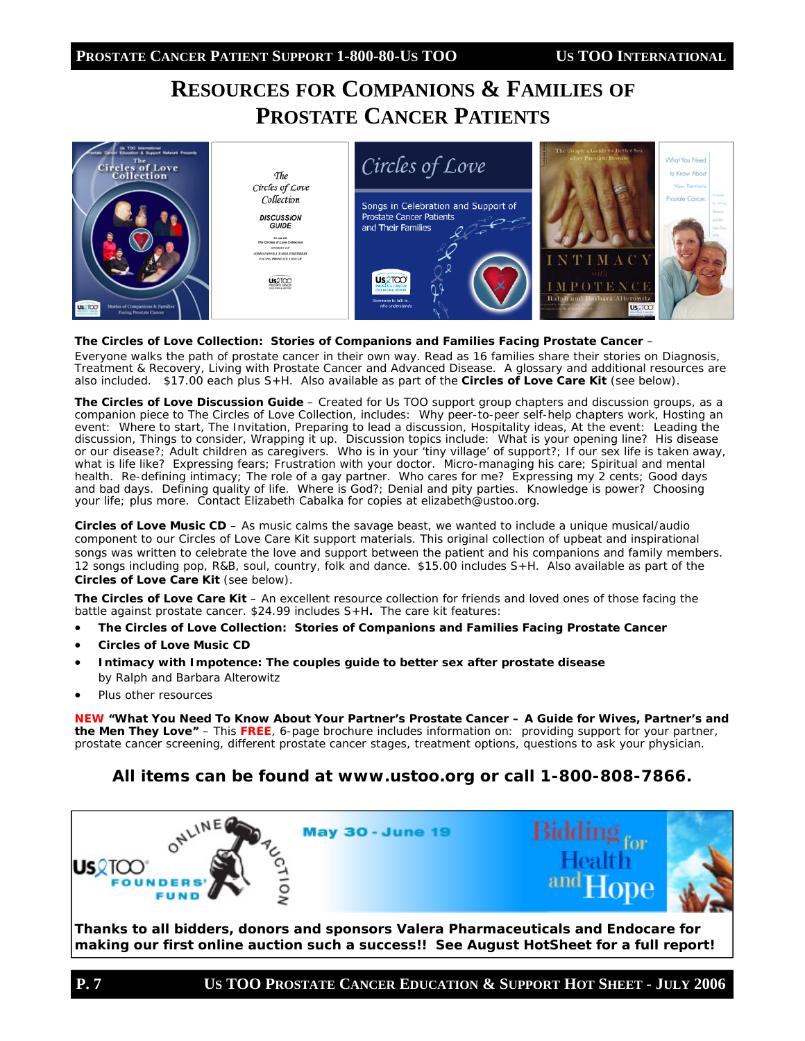# RESOURCES FOR COMPANIONS & FAMILIES OF PROSTATE CANCER PATIENTS

**The Circles of Love Collection: Stories of Companions and Families Facing Prostate Cancer** – Everyone walks the path of prostate cancer in their own way. Read as 16 families share their stories on Diagnosis, Treatment & Recovery, Living with Prostate Cancer and Advanced Disease. A glossary and additional resources are also included. $17.00 each plus S+H. Also available as part of the **Circles of Love Care Kit** (see below).

**The Circles of Love Discussion Guide** – Created for Us TOO support group chapters and discussion groups, as a companion piece to The Circles of Love Collection, includes: Why peer-to-peer self-help chapters work, Hosting an event: Where to start, The Invitation, Preparing to lead a discussion, Hospitality ideas, At the event: Leading the discussion, Things to consider, Wrapping it up. Discussion topics include: What is your opening line? His disease or our disease?; Adult children as caregivers. Who is in your 'tiny village' of support?; If our sex life is taken away, what is life like? Expressing fears; Frustration with your doctor. Micro-managing his care; Spiritual and mental health. Re-defining intimacy; The role of a gay partner. Who cares for me? Expressing my 2 cents; Good days and bad days. Defining quality of life. Where is God?; Denial and pity parties. Knowledge is power? Choosing your life; plus more. Contact Elizabeth Cabalka for copies at elizabeth@ustoo.org.

**Circles of Love Music CD** – As music calms the savage beast, we wanted to include a unique musical/audio component to our Circles of Love Care Kit support materials. This original collection of upbeat and inspirational songs was written to celebrate the love and support between the patient and his companions and family members. 12 songs including pop, R&B, soul, country, folk and dance. $15.00 includes S+H. Also available as part of the **Circles of Love Care Kit** (see below).

**The Circles of Love Care Kit** – An excellent resource collection for friends and loved ones of those facing the battle against prostate cancer. $24.99 includes S+H**.** The care kit features:

- **The Circles of Love Collection: Stories of Companions and Families Facing Prostate Cancer**
- **Circles of Love Music CD**
- **Intimacy with Impotence: The couples guide to better sex after prostate disease** by Ralph and Barbara Alterowitz
- Plus other resources

**NEW "What You Need To Know About Your Partner's Prostate Cancer – A Guide for Wives, Partner's and the Men They Love"** – This **FREE**, 6-page brochure includes information on: providing support for your partner, prostate cancer screening, different prostate cancer stages, treatment options, questions to ask your physician.

**All items can be found at www.ustoo.org or call 1-800-808-7866.**

Us TOO Founders' Fund Online Auction — May 30 - June 19 — Bidding for Health and Hope

**Thanks to all bidders, donors and sponsors Valera Pharmaceuticals and Endocare for making our first online auction such a success!! See August HotSheet for a full report!**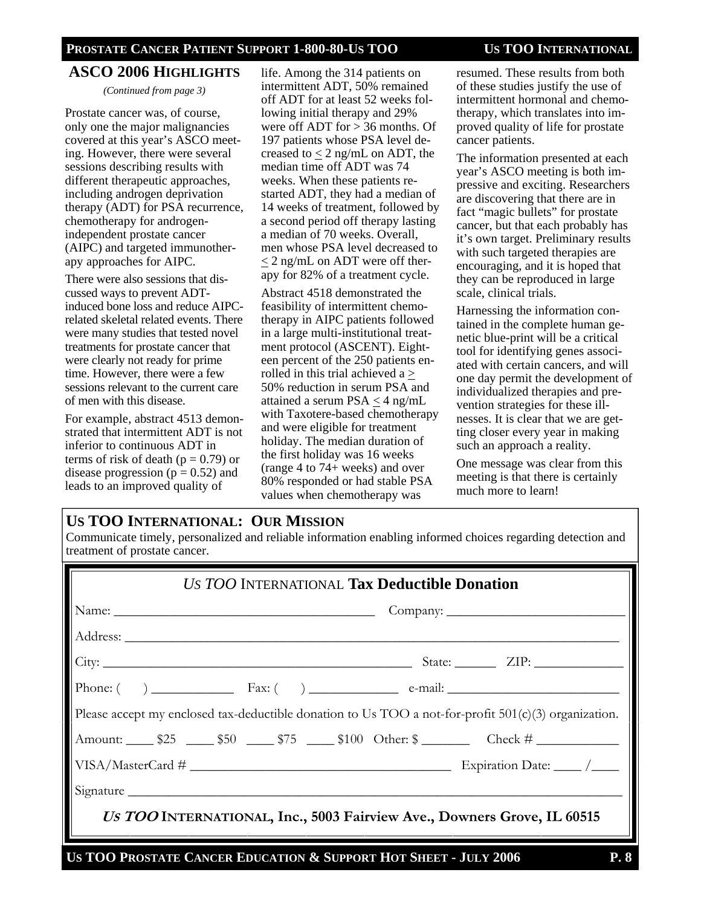## ASCO 2006 Highlights

*(Continued from page 3)*

Prostate cancer was, of course, only one the major malignancies covered at this year's ASCO meeting. However, there were several sessions describing results with different therapeutic approaches, including androgen deprivation therapy (ADT) for PSA recurrence, chemotherapy for androgen-independent prostate cancer (AIPC) and targeted immunotherapy approaches for AIPC.

There were also sessions that discussed ways to prevent ADT-induced bone loss and reduce AIPC-related skeletal related events. There were many studies that tested novel treatments for prostate cancer that were clearly not ready for prime time. However, there were a few sessions relevant to the current care of men with this disease.

For example, abstract 4513 demonstrated that intermittent ADT is not inferior to continuous ADT in terms of risk of death ($p = 0.79$) or disease progression ($p = 0.52$) and leads to an improved quality of life. Among the 314 patients on intermittent ADT, 50% remained off ADT for at least 52 weeks following initial therapy and 29% were off ADT for > 36 months. Of 197 patients whose PSA level decreased to $\leq$ 2 ng/mL on ADT, the median time off ADT was 74 weeks. When these patients restarted ADT, they had a median of 14 weeks of treatment, followed by a second period off therapy lasting a median of 70 weeks. Overall, men whose PSA level decreased to $\leq$ 2 ng/mL on ADT were off therapy for 82% of a treatment cycle.

Abstract 4518 demonstrated the feasibility of intermittent chemotherapy in AIPC patients followed in a large multi-institutional treatment protocol (ASCENT). Eighteen percent of the 250 patients enrolled in this trial achieved a $\geq$ 50% reduction in serum PSA and attained a serum PSA $\leq$ 4 ng/mL with Taxotere-based chemotherapy and were eligible for treatment holiday. The median duration of the first holiday was 16 weeks (range 4 to 74+ weeks) and over 80% responded or had stable PSA values when chemotherapy was resumed. These results from both of these studies justify the use of intermittent hormonal and chemotherapy, which translates into improved quality of life for prostate cancer patients.

The information presented at each year's ASCO meeting is both impressive and exciting. Researchers are discovering that there are in fact "magic bullets" for prostate cancer, but that each probably has it's own target. Preliminary results with such targeted therapies are encouraging, and it is hoped that they can be reproduced in large scale, clinical trials.

Harnessing the information contained in the complete human genetic blue-print will be a critical tool for identifying genes associated with certain cancers, and will one day permit the development of individualized therapies and prevention strategies for these illnesses. It is clear that we are getting closer every year in making such an approach a reality.

One message was clear from this meeting is that there is certainly much more to learn!

## Us TOO International: Our Mission

Communicate timely, personalized and reliable information enabling informed choices regarding detection and treatment of prostate cancer.

### *Us TOO* International **Tax Deductible Donation**

Name: ______________________ Company: ______________________

Address: ____________________________________________

City: ______________________ State: ______ ZIP: ____________

Phone: ( ) ____________ Fax: ( ) ____________ e-mail: ______________________

Please accept my enclosed tax-deductible donation to Us TOO a not-for-profit 501(c)(3) organization.

Amount: ____ $25 ____ $50 ____ $75 ____ $100 Other: $ _______ Check # ____________

VISA/MasterCard # ______________________ Expiration Date: ____ /____

Signature ____________________________________________

***Us TOO* International, Inc., 5003 Fairview Ave., Downers Grove, IL 60515**